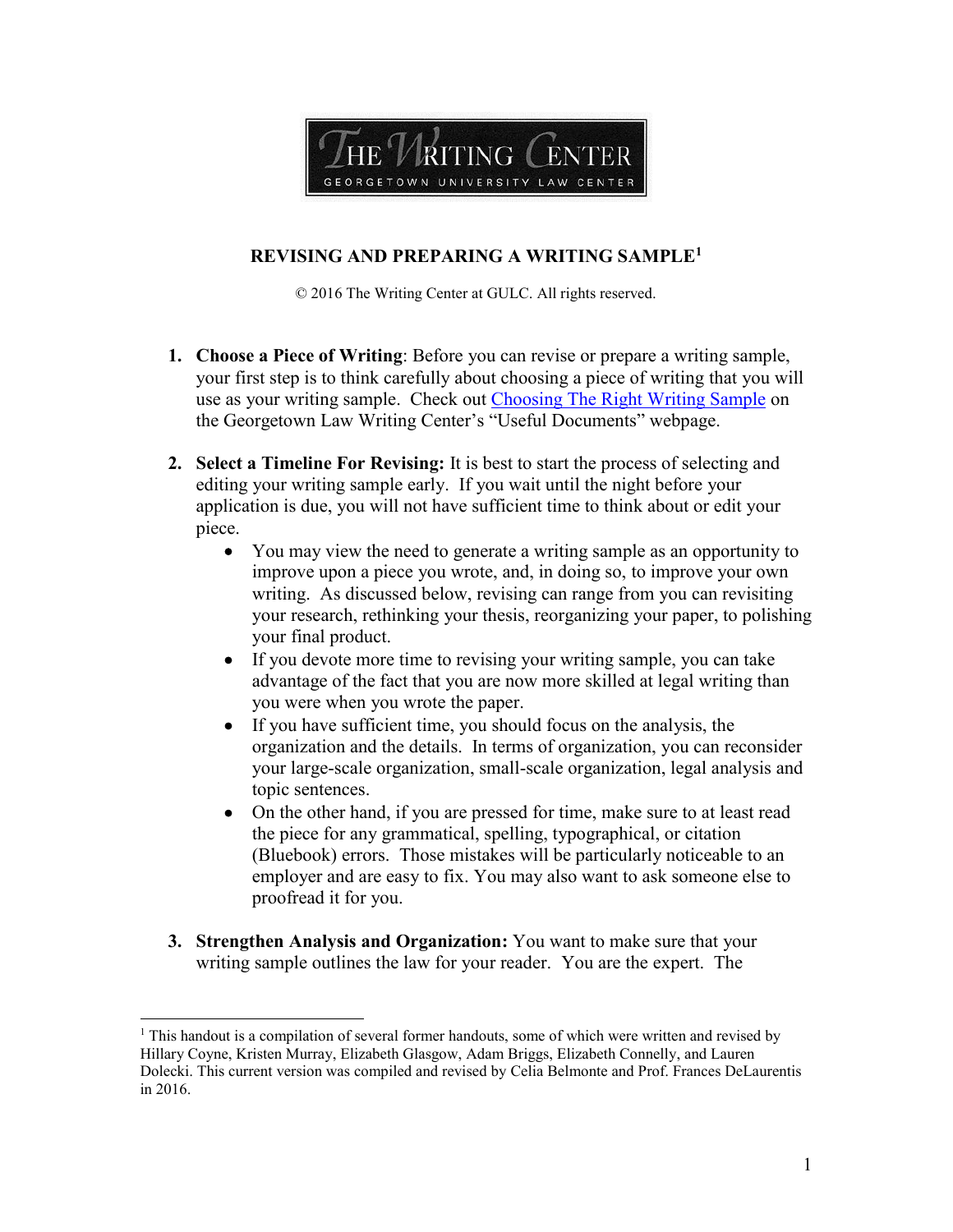THE WRITING CENTER

GEORGETOWN UNIVERSITY LAW CENTER

# REVISING AND PREPARING A WRITING SAMPLE[1]

© 2016 The Writing Center at GULC. All rights reserved.

1. **Choose a Piece of Writing**: Before you can revise or prepare a writing sample, your first step is to think carefully about choosing a piece of writing that you will use as your writing sample. Check out [Choosing The Right Writing Sample]() on the Georgetown Law Writing Center's "Useful Documents" webpage.

2. **Select a Timeline For Revising:** It is best to start the process of selecting and editing your writing sample early. If you wait until the night before your application is due, you will not have sufficient time to think about or edit your piece.
   - You may view the need to generate a writing sample as an opportunity to improve upon a piece you wrote, and, in doing so, to improve your own writing. As discussed below, revising can range from you can revisiting your research, rethinking your thesis, reorganizing your paper, to polishing your final product.
   - If you devote more time to revising your writing sample, you can take advantage of the fact that you are now more skilled at legal writing than you were when you wrote the paper.
   - If you have sufficient time, you should focus on the analysis, the organization and the details. In terms of organization, you can reconsider your large-scale organization, small-scale organization, legal analysis and topic sentences.
   - On the other hand, if you are pressed for time, make sure to at least read the piece for any grammatical, spelling, typographical, or citation (Bluebook) errors. Those mistakes will be particularly noticeable to an employer and are easy to fix. You may also want to ask someone else to proofread it for you.

3. **Strengthen Analysis and Organization:** You want to make sure that your writing sample outlines the law for your reader. You are the expert. The

---

[1] This handout is a compilation of several former handouts, some of which were written and revised by Hillary Coyne, Kristen Murray, Elizabeth Glasgow, Adam Briggs, Elizabeth Connelly, and Lauren Dolecki. This current version was compiled and revised by Celia Belmonte and Prof. Frances DeLaurentis in 2016.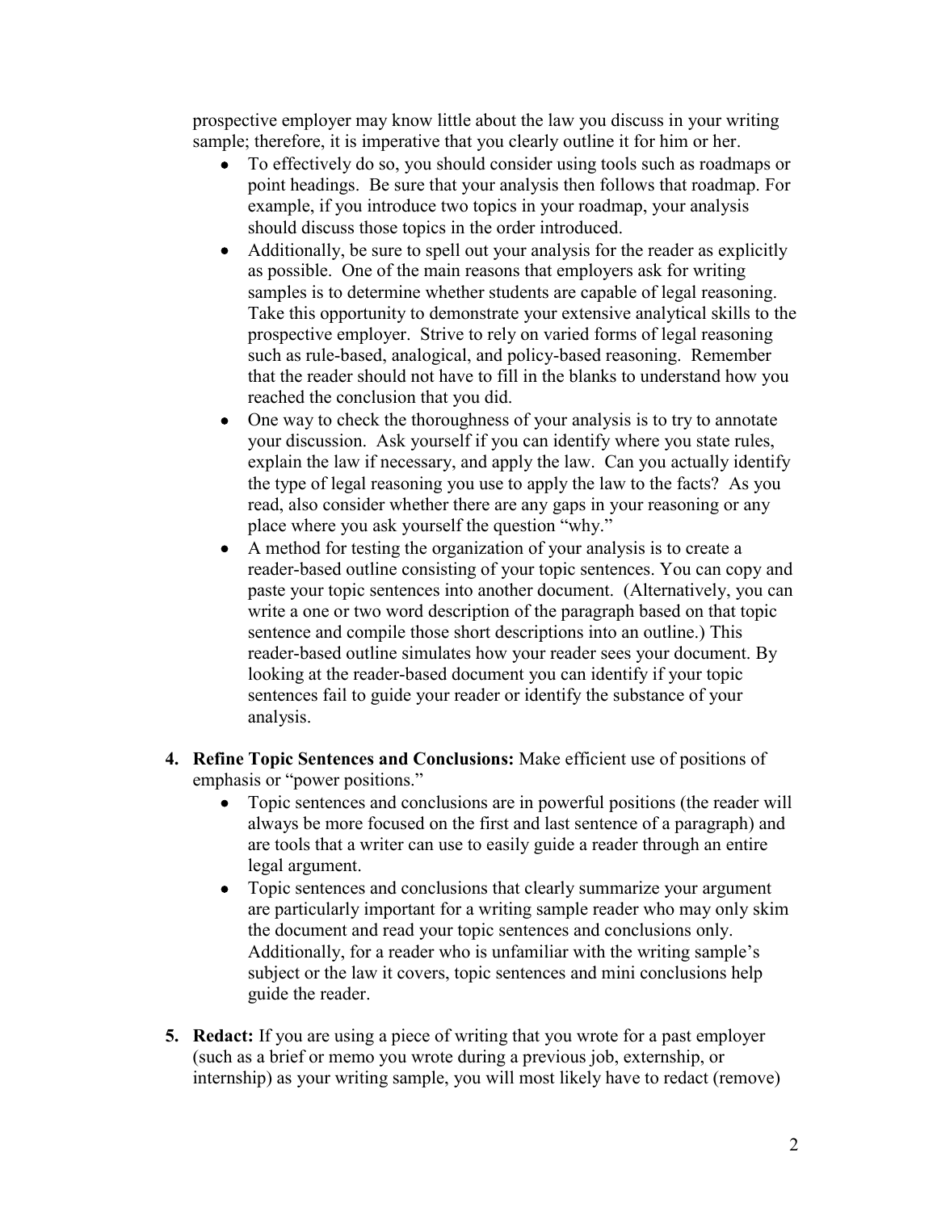prospective employer may know little about the law you discuss in your writing sample; therefore, it is imperative that you clearly outline it for him or her.

- To effectively do so, you should consider using tools such as roadmaps or point headings. Be sure that your analysis then follows that roadmap. For example, if you introduce two topics in your roadmap, your analysis should discuss those topics in the order introduced.
- Additionally, be sure to spell out your analysis for the reader as explicitly as possible. One of the main reasons that employers ask for writing samples is to determine whether students are capable of legal reasoning. Take this opportunity to demonstrate your extensive analytical skills to the prospective employer. Strive to rely on varied forms of legal reasoning such as rule-based, analogical, and policy-based reasoning. Remember that the reader should not have to fill in the blanks to understand how you reached the conclusion that you did.
- One way to check the thoroughness of your analysis is to try to annotate your discussion. Ask yourself if you can identify where you state rules, explain the law if necessary, and apply the law. Can you actually identify the type of legal reasoning you use to apply the law to the facts? As you read, also consider whether there are any gaps in your reasoning or any place where you ask yourself the question "why."
- A method for testing the organization of your analysis is to create a reader-based outline consisting of your topic sentences. You can copy and paste your topic sentences into another document. (Alternatively, you can write a one or two word description of the paragraph based on that topic sentence and compile those short descriptions into an outline.) This reader-based outline simulates how your reader sees your document. By looking at the reader-based document you can identify if your topic sentences fail to guide your reader or identify the substance of your analysis.

4. **Refine Topic Sentences and Conclusions:** Make efficient use of positions of emphasis or "power positions."
   - Topic sentences and conclusions are in powerful positions (the reader will always be more focused on the first and last sentence of a paragraph) and are tools that a writer can use to easily guide a reader through an entire legal argument.
   - Topic sentences and conclusions that clearly summarize your argument are particularly important for a writing sample reader who may only skim the document and read your topic sentences and conclusions only. Additionally, for a reader who is unfamiliar with the writing sample's subject or the law it covers, topic sentences and mini conclusions help guide the reader.

5. **Redact:** If you are using a piece of writing that you wrote for a past employer (such as a brief or memo you wrote during a previous job, externship, or internship) as your writing sample, you will most likely have to redact (remove)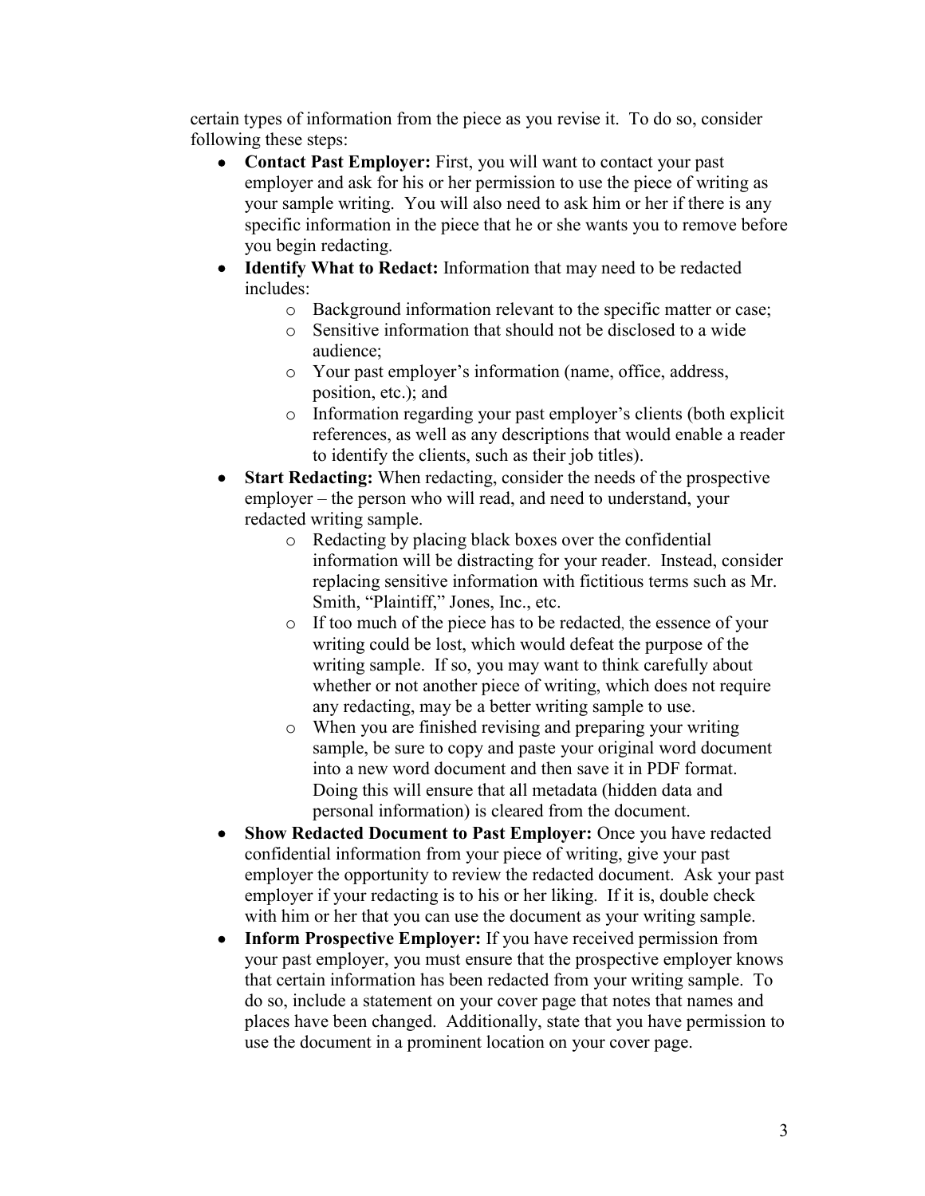certain types of information from the piece as you revise it. To do so, consider following these steps:

- **Contact Past Employer:** First, you will want to contact your past employer and ask for his or her permission to use the piece of writing as your sample writing. You will also need to ask him or her if there is any specific information in the piece that he or she wants you to remove before you begin redacting.
- **Identify What to Redact:** Information that may need to be redacted includes:
  - Background information relevant to the specific matter or case;
  - Sensitive information that should not be disclosed to a wide audience;
  - Your past employer's information (name, office, address, position, etc.); and
  - Information regarding your past employer's clients (both explicit references, as well as any descriptions that would enable a reader to identify the clients, such as their job titles).
- **Start Redacting:** When redacting, consider the needs of the prospective employer – the person who will read, and need to understand, your redacted writing sample.
  - Redacting by placing black boxes over the confidential information will be distracting for your reader. Instead, consider replacing sensitive information with fictitious terms such as Mr. Smith, "Plaintiff," Jones, Inc., etc.
  - If too much of the piece has to be redacted, the essence of your writing could be lost, which would defeat the purpose of the writing sample. If so, you may want to think carefully about whether or not another piece of writing, which does not require any redacting, may be a better writing sample to use.
  - When you are finished revising and preparing your writing sample, be sure to copy and paste your original word document into a new word document and then save it in PDF format. Doing this will ensure that all metadata (hidden data and personal information) is cleared from the document.
- **Show Redacted Document to Past Employer:** Once you have redacted confidential information from your piece of writing, give your past employer the opportunity to review the redacted document. Ask your past employer if your redacting is to his or her liking. If it is, double check with him or her that you can use the document as your writing sample.
- **Inform Prospective Employer:** If you have received permission from your past employer, you must ensure that the prospective employer knows that certain information has been redacted from your writing sample. To do so, include a statement on your cover page that notes that names and places have been changed. Additionally, state that you have permission to use the document in a prominent location on your cover page.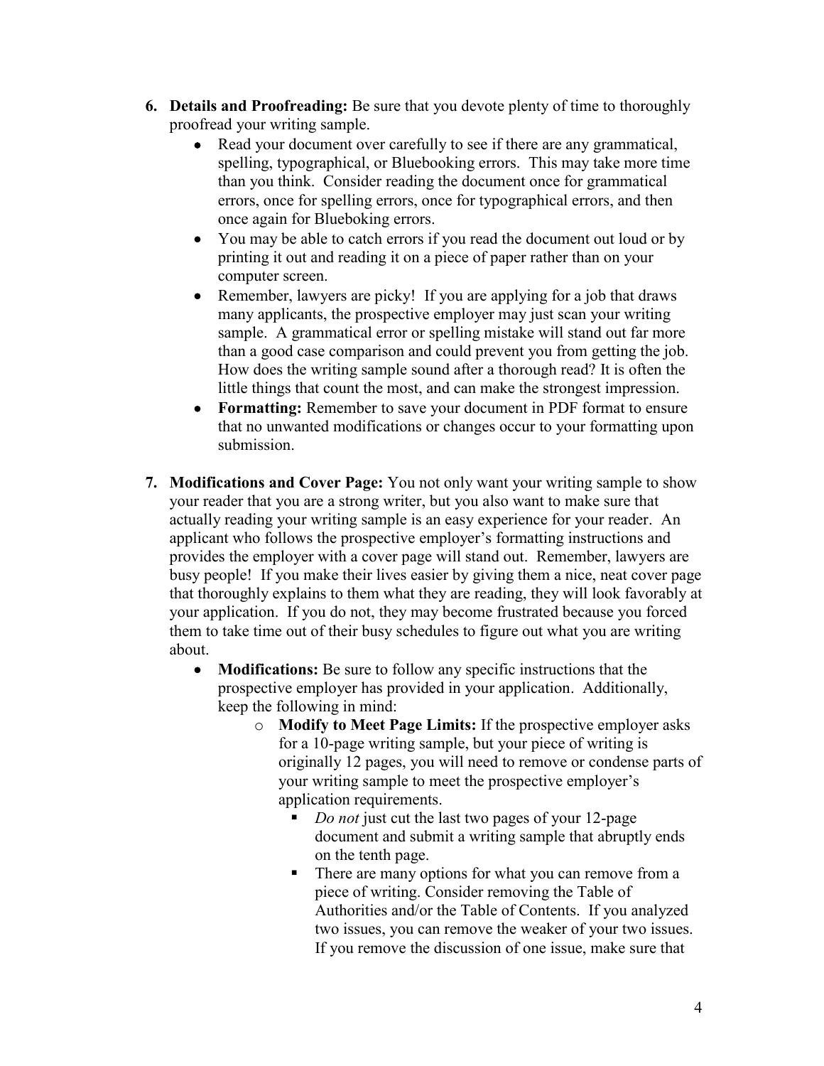6. **Details and Proofreading:** Be sure that you devote plenty of time to thoroughly proofread your writing sample.
   - Read your document over carefully to see if there are any grammatical, spelling, typographical, or Bluebooking errors. This may take more time than you think. Consider reading the document once for grammatical errors, once for spelling errors, once for typographical errors, and then once again for Blueboking errors.
   - You may be able to catch errors if you read the document out loud or by printing it out and reading it on a piece of paper rather than on your computer screen.
   - Remember, lawyers are picky! If you are applying for a job that draws many applicants, the prospective employer may just scan your writing sample. A grammatical error or spelling mistake will stand out far more than a good case comparison and could prevent you from getting the job. How does the writing sample sound after a thorough read? It is often the little things that count the most, and can make the strongest impression.
   - **Formatting:** Remember to save your document in PDF format to ensure that no unwanted modifications or changes occur to your formatting upon submission.

7. **Modifications and Cover Page:** You not only want your writing sample to show your reader that you are a strong writer, but you also want to make sure that actually reading your writing sample is an easy experience for your reader. An applicant who follows the prospective employer's formatting instructions and provides the employer with a cover page will stand out. Remember, lawyers are busy people! If you make their lives easier by giving them a nice, neat cover page that thoroughly explains to them what they are reading, they will look favorably at your application. If you do not, they may become frustrated because you forced them to take time out of their busy schedules to figure out what you are writing about.
   - **Modifications:** Be sure to follow any specific instructions that the prospective employer has provided in your application. Additionally, keep the following in mind:
     - **Modify to Meet Page Limits:** If the prospective employer asks for a 10-page writing sample, but your piece of writing is originally 12 pages, you will need to remove or condense parts of your writing sample to meet the prospective employer's application requirements.
       - *Do not* just cut the last two pages of your 12-page document and submit a writing sample that abruptly ends on the tenth page.
       - There are many options for what you can remove from a piece of writing. Consider removing the Table of Authorities and/or the Table of Contents. If you analyzed two issues, you can remove the weaker of your two issues. If you remove the discussion of one issue, make sure that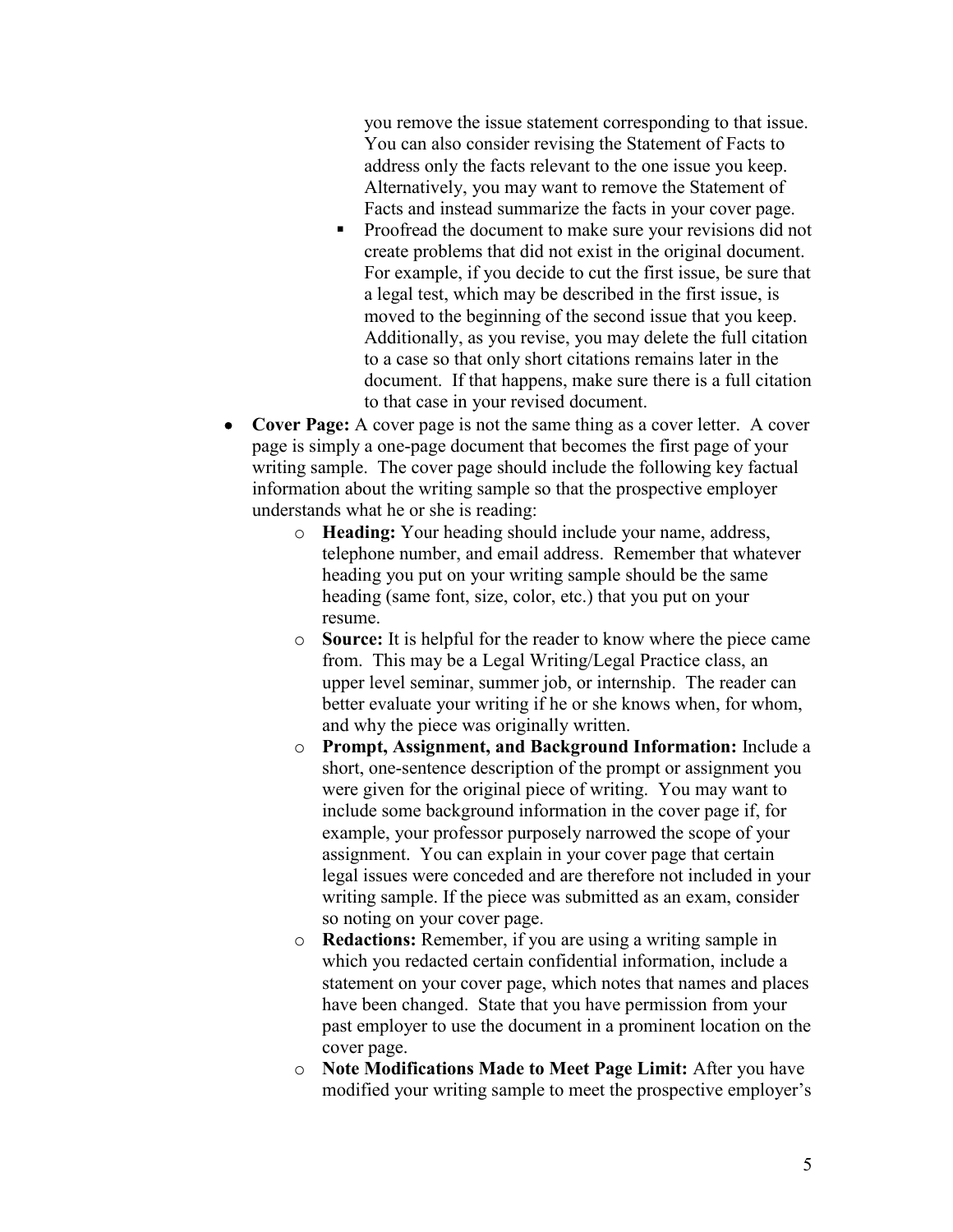you remove the issue statement corresponding to that issue. You can also consider revising the Statement of Facts to address only the facts relevant to the one issue you keep. Alternatively, you may want to remove the Statement of Facts and instead summarize the facts in your cover page.

- Proofread the document to make sure your revisions did not create problems that did not exist in the original document. For example, if you decide to cut the first issue, be sure that a legal test, which may be described in the first issue, is moved to the beginning of the second issue that you keep. Additionally, as you revise, you may delete the full citation to a case so that only short citations remains later in the document. If that happens, make sure there is a full citation to that case in your revised document.

- **Cover Page:** A cover page is not the same thing as a cover letter. A cover page is simply a one-page document that becomes the first page of your writing sample. The cover page should include the following key factual information about the writing sample so that the prospective employer understands what he or she is reading:
  - **Heading:** Your heading should include your name, address, telephone number, and email address. Remember that whatever heading you put on your writing sample should be the same heading (same font, size, color, etc.) that you put on your resume.
  - **Source:** It is helpful for the reader to know where the piece came from. This may be a Legal Writing/Legal Practice class, an upper level seminar, summer job, or internship. The reader can better evaluate your writing if he or she knows when, for whom, and why the piece was originally written.
  - **Prompt, Assignment, and Background Information:** Include a short, one-sentence description of the prompt or assignment you were given for the original piece of writing. You may want to include some background information in the cover page if, for example, your professor purposely narrowed the scope of your assignment. You can explain in your cover page that certain legal issues were conceded and are therefore not included in your writing sample. If the piece was submitted as an exam, consider so noting on your cover page.
  - **Redactions:** Remember, if you are using a writing sample in which you redacted certain confidential information, include a statement on your cover page, which notes that names and places have been changed. State that you have permission from your past employer to use the document in a prominent location on the cover page.
  - **Note Modifications Made to Meet Page Limit:** After you have modified your writing sample to meet the prospective employer's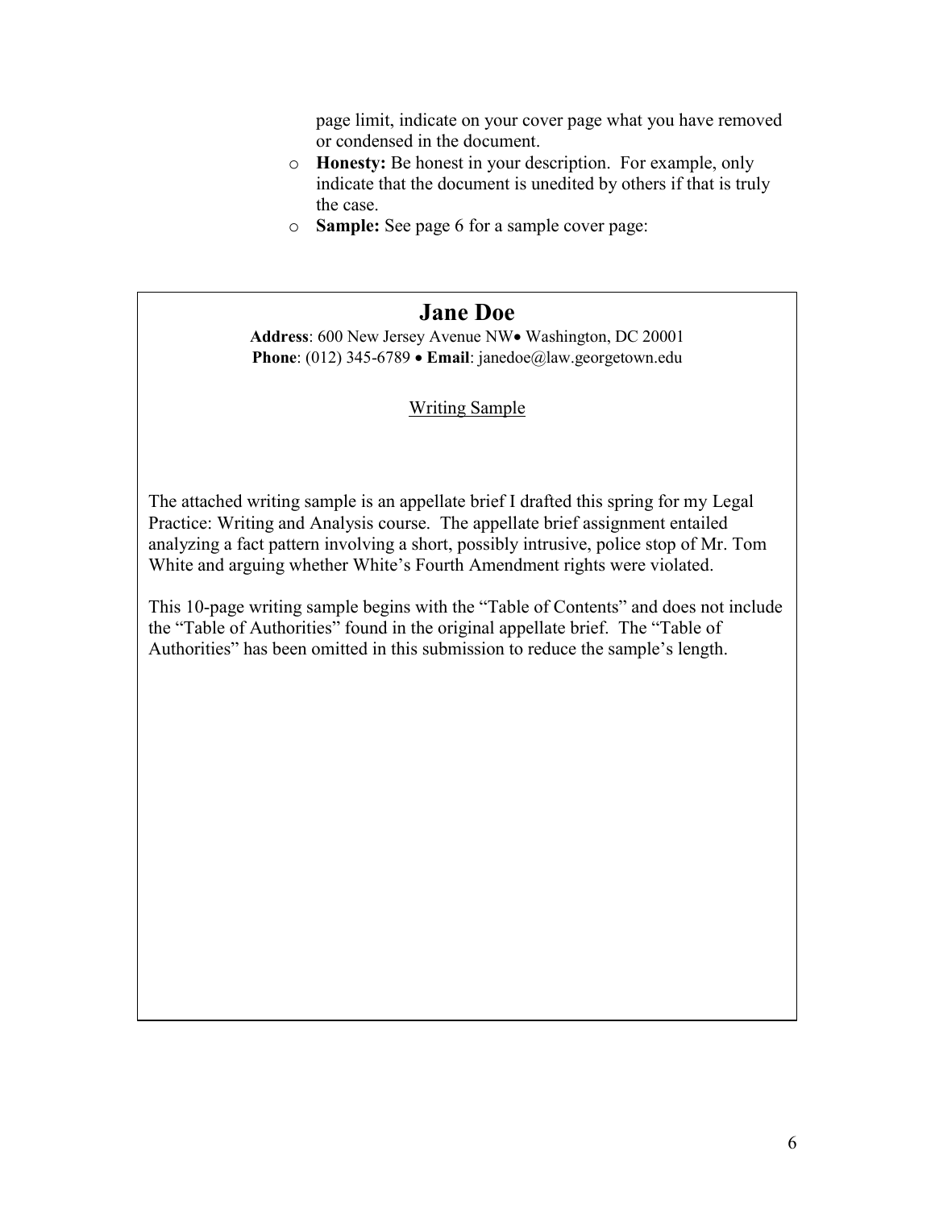page limit, indicate on your cover page what you have removed or condensed in the document.

- **Honesty:** Be honest in your description. For example, only indicate that the document is unedited by others if that is truly the case.
- **Sample:** See page 6 for a sample cover page:

---

## Jane Doe

**Address**: 600 New Jersey Avenue NW• Washington, DC 20001
**Phone**: (012) 345-6789 • **Email**: janedoe@law.georgetown.edu

<u>Writing Sample</u>

The attached writing sample is an appellate brief I drafted this spring for my Legal Practice: Writing and Analysis course. The appellate brief assignment entailed analyzing a fact pattern involving a short, possibly intrusive, police stop of Mr. Tom White and arguing whether White's Fourth Amendment rights were violated.

This 10-page writing sample begins with the "Table of Contents" and does not include the "Table of Authorities" found in the original appellate brief. The "Table of Authorities" has been omitted in this submission to reduce the sample's length.

---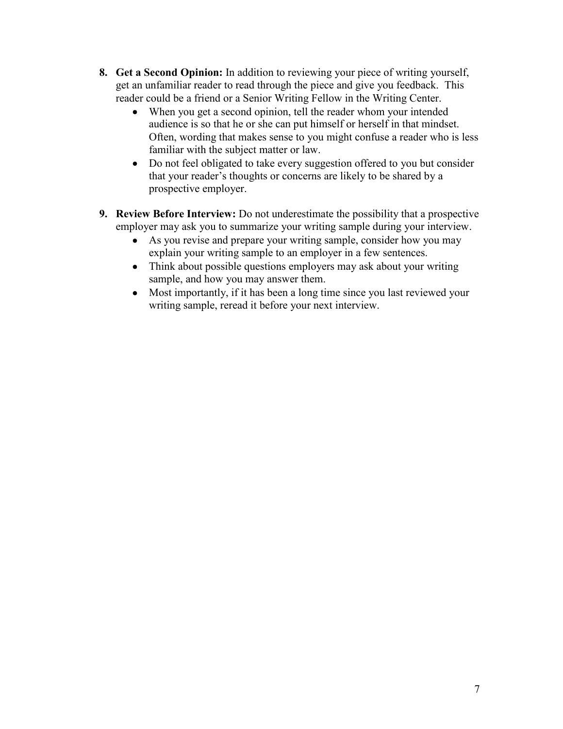8. **Get a Second Opinion:** In addition to reviewing your piece of writing yourself, get an unfamiliar reader to read through the piece and give you feedback. This reader could be a friend or a Senior Writing Fellow in the Writing Center.
    - When you get a second opinion, tell the reader whom your intended audience is so that he or she can put himself or herself in that mindset. Often, wording that makes sense to you might confuse a reader who is less familiar with the subject matter or law.
    - Do not feel obligated to take every suggestion offered to you but consider that your reader's thoughts or concerns are likely to be shared by a prospective employer.

9. **Review Before Interview:** Do not underestimate the possibility that a prospective employer may ask you to summarize your writing sample during your interview.
    - As you revise and prepare your writing sample, consider how you may explain your writing sample to an employer in a few sentences.
    - Think about possible questions employers may ask about your writing sample, and how you may answer them.
    - Most importantly, if it has been a long time since you last reviewed your writing sample, reread it before your next interview.